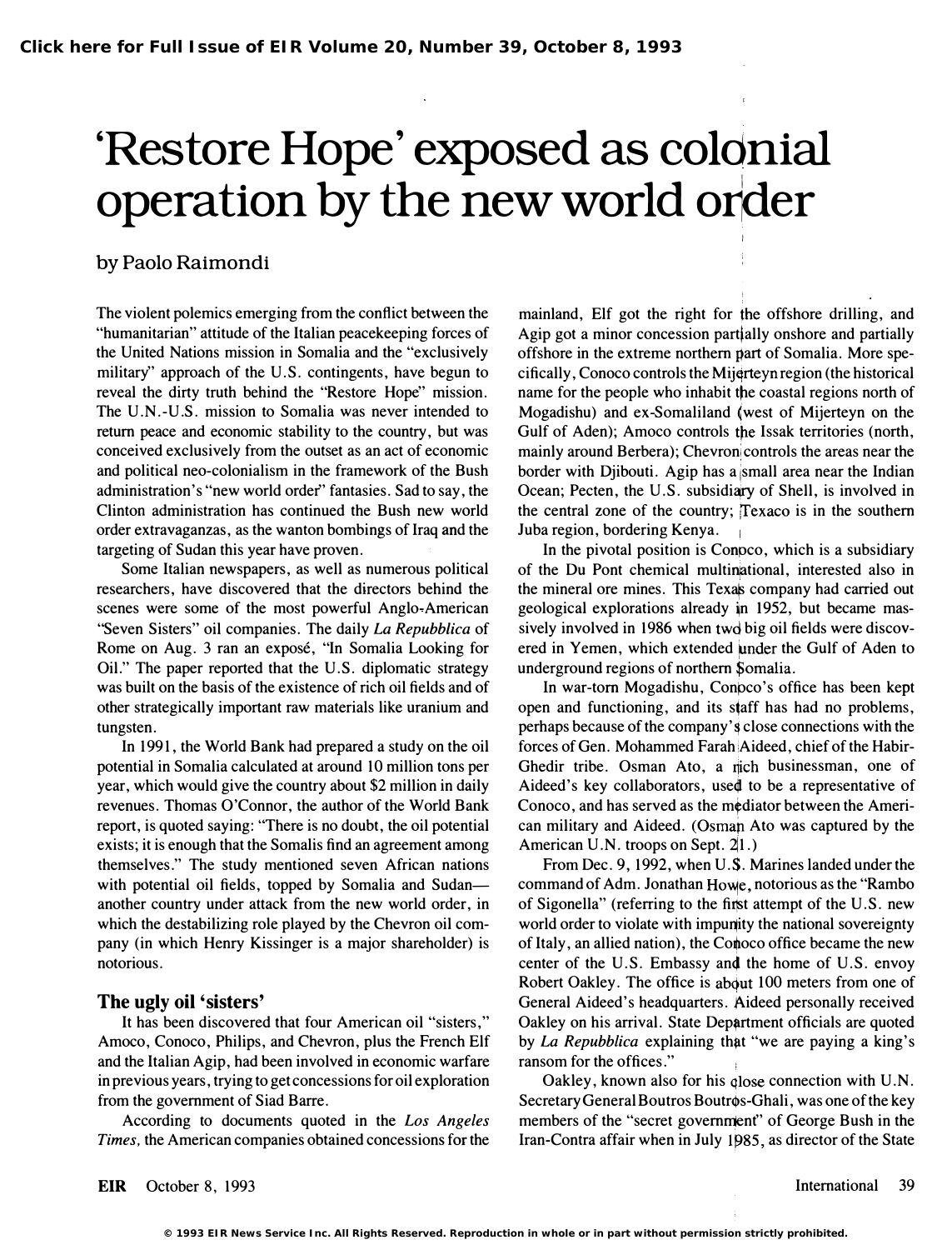# 'Restore Hope' exposed as colonial operation by the new world order

by Paolo Raimondi

The violent polemics emerging from the conflict between the "humanitarian" attitude of the Italian peacekeeping forces of the United Nations mission in Somalia and the "exclusively military" approach of the U.S. contingents, have begun to reveal the dirty truth behind the "Restore Hope" mission. The U.N.-U.S. mission to Somalia was never intended to return peace and economic stability to the country, but was conceived exclusively from the outset as an act of economic and political neo-colonialism in the framework of the Bush administration's "new world order" fantasies. Sad to say, the Clinton administration has continued the Bush new world order extravaganzas, as the wanton bombings of Iraq and the targeting of Sudan this year have proven.

Some Italian newspapers, as well as numerous political researchers, have discovered that the directors behind the scenes were some of the most powerful Anglo-American "Seven Sisters" oil companies. The daily *La Repubblica* of Rome on Aug. 3 ran an exposé, "In Somalia Looking for Oil." The paper reported that the U.S. diplomatic strategy was built on the basis of the existence of rich oil fields and of other strategically important raw materials like uranium and tungsten.

In 1991, the World Bank had prepared a study on the oil potential in Somalia calculated at around 10 million tons per year, which would give the country about $2 million in daily revenues. Thomas O'Connor, the author of the World Bank report, is quoted saying: "There is no doubt, the oil potential exists; it is enough that the Somalis find an agreement among themselves." The study mentioned seven African nations with potential oil fields, topped by Somalia and Sudan—another country under attack from the new world order, in which the destabilizing role played by the Chevron oil company (in which Henry Kissinger is a major shareholder) is notorious.

## The ugly oil 'sisters'

It has been discovered that four American oil "sisters," Amoco, Conoco, Philips, and Chevron, plus the French Elf and the Italian Agip, had been involved in economic warfare in previous years, trying to get concessions for oil exploration from the government of Siad Barre.

According to documents quoted in the *Los Angeles Times*, the American companies obtained concessions for the mainland, Elf got the right for the offshore drilling, and Agip got a minor concession partially onshore and partially offshore in the extreme northern part of Somalia. More specifically, Conoco controls the Mijerteyn region (the historical name for the people who inhabit the coastal regions north of Mogadishu) and ex-Somaliland (west of Mijerteyn on the Gulf of Aden); Amoco controls the Issak territories (north, mainly around Berbera); Chevron controls the areas near the border with Djibouti. Agip has a small area near the Indian Ocean; Pecten, the U.S. subsidiary of Shell, is involved in the central zone of the country; Texaco is in the southern Juba region, bordering Kenya.

In the pivotal position is Conoco, which is a subsidiary of the Du Pont chemical multinational, interested also in the mineral ore mines. This Texas company had carried out geological explorations already in 1952, but became massively involved in 1986 when two big oil fields were discovered in Yemen, which extended under the Gulf of Aden to underground regions of northern Somalia.

In war-torn Mogadishu, Conoco's office has been kept open and functioning, and its staff has had no problems, perhaps because of the company's close connections with the forces of Gen. Mohammed Farah Aideed, chief of the Habir-Ghedir tribe. Osman Ato, a rich businessman, one of Aideed's key collaborators, used to be a representative of Conoco, and has served as the mediator between the American military and Aideed. (Osman Ato was captured by the American U.N. troops on Sept. 21.)

From Dec. 9, 1992, when U.S. Marines landed under the command of Adm. Jonathan Howe, notorious as the "Rambo of Sigonella" (referring to the first attempt of the U.S. new world order to violate with impunity the national sovereignty of Italy, an allied nation), the Conoco office became the new center of the U.S. Embassy and the home of U.S. envoy Robert Oakley. The office is about 100 meters from one of General Aideed's headquarters. Aideed personally received Oakley on his arrival. State Department officials are quoted by *La Repubblica* explaining that "we are paying a king's ransom for the offices."

Oakley, known also for his close connection with U.N. Secretary General Boutros Boutros-Ghali, was one of the key members of the "secret government" of George Bush in the Iran-Contra affair when in July 1985, as director of the State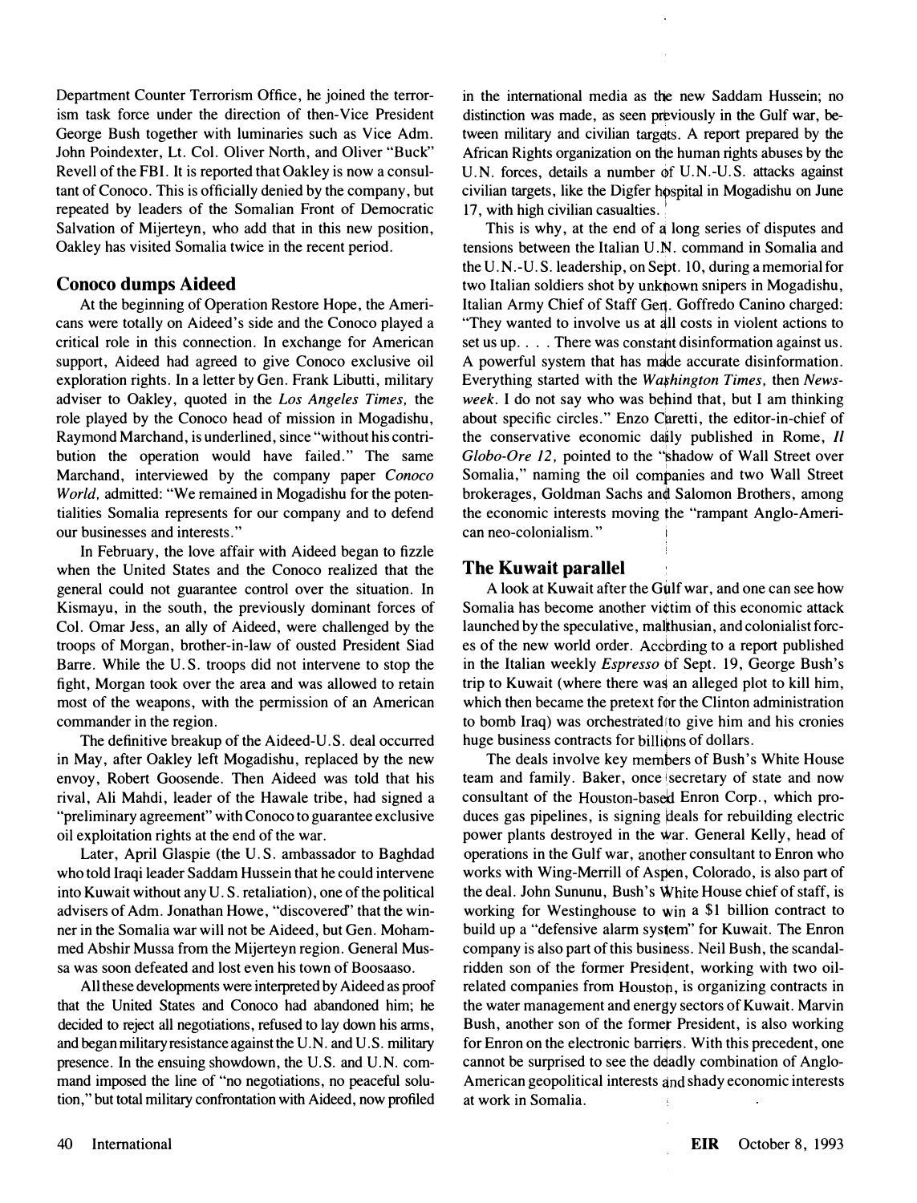Department Counter Terrorism Office, he joined the terrorism task force under the direction of then-Vice President George Bush together with luminaries such as Vice Adm. John Poindexter, Lt. Col. Oliver North, and Oliver "Buck" Revell of the FBI. It is reported that Oakley is now a consultant of Conoco. This is officially denied by the company, but repeated by leaders of the Somalian Front of Democratic Salvation of Mijerteyn, who add that in this new position, Oakley has visited Somalia twice in the recent period.

## Conoco dumps Aideed

At the beginning of Operation Restore Hope, the Americans were totally on Aideed's side and the Conoco played a critical role in this connection. In exchange for American support, Aideed had agreed to give Conoco exclusive oil exploration rights. In a letter by Gen. Frank Libutti, military adviser to Oakley, quoted in the *Los Angeles Times*, the role played by the Conoco head of mission in Mogadishu, Raymond Marchand, is underlined, since "without his contribution the operation would have failed." The same Marchand, interviewed by the company paper *Conoco World*, admitted: "We remained in Mogadishu for the potentialities Somalia represents for our company and to defend our businesses and interests."

In February, the love affair with Aideed began to fizzle when the United States and the Conoco realized that the general could not guarantee control over the situation. In Kismayu, in the south, the previously dominant forces of Col. Omar Jess, an ally of Aideed, were challenged by the troops of Morgan, brother-in-law of ousted President Siad Barre. While the U.S. troops did not intervene to stop the fight, Morgan took over the area and was allowed to retain most of the weapons, with the permission of an American commander in the region.

The definitive breakup of the Aideed-U.S. deal occurred in May, after Oakley left Mogadishu, replaced by the new envoy, Robert Goosende. Then Aideed was told that his rival, Ali Mahdi, leader of the Hawale tribe, had signed a "preliminary agreement" with Conoco to guarantee exclusive oil exploitation rights at the end of the war.

Later, April Glaspie (the U.S. ambassador to Baghdad who told Iraqi leader Saddam Hussein that he could intervene into Kuwait without any U.S. retaliation), one of the political advisers of Adm. Jonathan Howe, "discovered" that the winner in the Somalia war will not be Aideed, but Gen. Mohammed Abshir Mussa from the Mijerteyn region. General Mussa was soon defeated and lost even his town of Boosaaso.

All these developments were interpreted by Aideed as proof that the United States and Conoco had abandoned him; he decided to reject all negotiations, refused to lay down his arms, and began military resistance against the U.N. and U.S. military presence. In the ensuing showdown, the U.S. and U.N. command imposed the line of "no negotiations, no peaceful solution," but total military confrontation with Aideed, now profiled in the international media as the new Saddam Hussein; no distinction was made, as seen previously in the Gulf war, between military and civilian targets. A report prepared by the African Rights organization on the human rights abuses by the U.N. forces, details a number of U.N.-U.S. attacks against civilian targets, like the Digfer hospital in Mogadishu on June 17, with high civilian casualties.

This is why, at the end of a long series of disputes and tensions between the Italian U.N. command in Somalia and the U.N.-U.S. leadership, on Sept. 10, during a memorial for two Italian soldiers shot by unknown snipers in Mogadishu, Italian Army Chief of Staff Gen. Goffredo Canino charged: "They wanted to involve us at all costs in violent actions to set us up. . . . There was constant disinformation against us. A powerful system that has made accurate disinformation. Everything started with the *Washington Times*, then *Newsweek*. I do not say who was behind that, but I am thinking about specific circles." Enzo Caretti, the editor-in-chief of the conservative economic daily published in Rome, *Il Globo-Ore 12*, pointed to the "shadow of Wall Street over Somalia," naming the oil companies and two Wall Street brokerages, Goldman Sachs and Salomon Brothers, among the economic interests moving the "rampant Anglo-American neo-colonialism."

## The Kuwait parallel

A look at Kuwait after the Gulf war, and one can see how Somalia has become another victim of this economic attack launched by the speculative, malthusian, and colonialist forces of the new world order. According to a report published in the Italian weekly *Espresso* of Sept. 19, George Bush's trip to Kuwait (where there was an alleged plot to kill him, which then became the pretext for the Clinton administration to bomb Iraq) was orchestrated to give him and his cronies huge business contracts for billions of dollars.

The deals involve key members of Bush's White House team and family. Baker, once secretary of state and now consultant of the Houston-based Enron Corp., which produces gas pipelines, is signing deals for rebuilding electric power plants destroyed in the war. General Kelly, head of operations in the Gulf war, another consultant to Enron who works with Wing-Merrill of Aspen, Colorado, is also part of the deal. John Sununu, Bush's White House chief of staff, is working for Westinghouse to win a $1 billion contract to build up a "defensive alarm system" for Kuwait. The Enron company is also part of this business. Neil Bush, the scandal-ridden son of the former President, working with two oil-related companies from Houston, is organizing contracts in the water management and energy sectors of Kuwait. Marvin Bush, another son of the former President, is also working for Enron on the electronic barriers. With this precedent, one cannot be surprised to see the deadly combination of Anglo-American geopolitical interests and shady economic interests at work in Somalia.